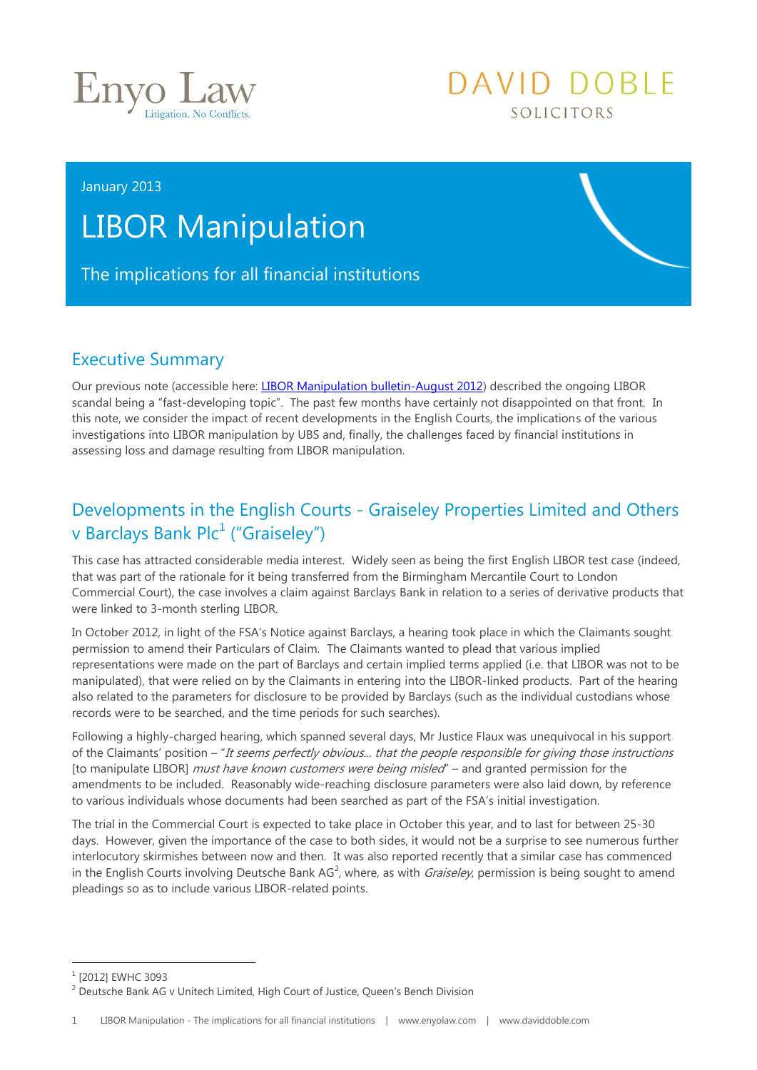Enyo Law
Litigation. No Conflicts.

DAVID DOBLE
SOLICITORS

January 2013

# LIBOR Manipulation

The implications for all financial institutions

## Executive Summary

Our previous note (accessible here: [LIBOR Manipulation bulletin-August 2012]) described the ongoing LIBOR scandal being a "fast-developing topic". The past few months have certainly not disappointed on that front. In this note, we consider the impact of recent developments in the English Courts, the implications of the various investigations into LIBOR manipulation by UBS and, finally, the challenges faced by financial institutions in assessing loss and damage resulting from LIBOR manipulation.

## Developments in the English Courts - Graiseley Properties Limited and Others v Barclays Bank Plc[1] ("Graiseley")

This case has attracted considerable media interest. Widely seen as being the first English LIBOR test case (indeed, that was part of the rationale for it being transferred from the Birmingham Mercantile Court to London Commercial Court), the case involves a claim against Barclays Bank in relation to a series of derivative products that were linked to 3-month sterling LIBOR.

In October 2012, in light of the FSA's Notice against Barclays, a hearing took place in which the Claimants sought permission to amend their Particulars of Claim. The Claimants wanted to plead that various implied representations were made on the part of Barclays and certain implied terms applied (i.e. that LIBOR was not to be manipulated), that were relied on by the Claimants in entering into the LIBOR-linked products. Part of the hearing also related to the parameters for disclosure to be provided by Barclays (such as the individual custodians whose records were to be searched, and the time periods for such searches).

Following a highly-charged hearing, which spanned several days, Mr Justice Flaux was unequivocal in his support of the Claimants' position – "*It seems perfectly obvious... that the people responsible for giving those instructions* [to manipulate LIBOR] *must have known customers were being misled*" – and granted permission for the amendments to be included. Reasonably wide-reaching disclosure parameters were also laid down, by reference to various individuals whose documents had been searched as part of the FSA's initial investigation.

The trial in the Commercial Court is expected to take place in October this year, and to last for between 25-30 days. However, given the importance of the case to both sides, it would not be a surprise to see numerous further interlocutory skirmishes between now and then. It was also reported recently that a similar case has commenced in the English Courts involving Deutsche Bank AG[2], where, as with *Graiseley*, permission is being sought to amend pleadings so as to include various LIBOR-related points.

---

[1] [2012] EWHC 3093

[2] Deutsche Bank AG v Unitech Limited, High Court of Justice, Queen's Bench Division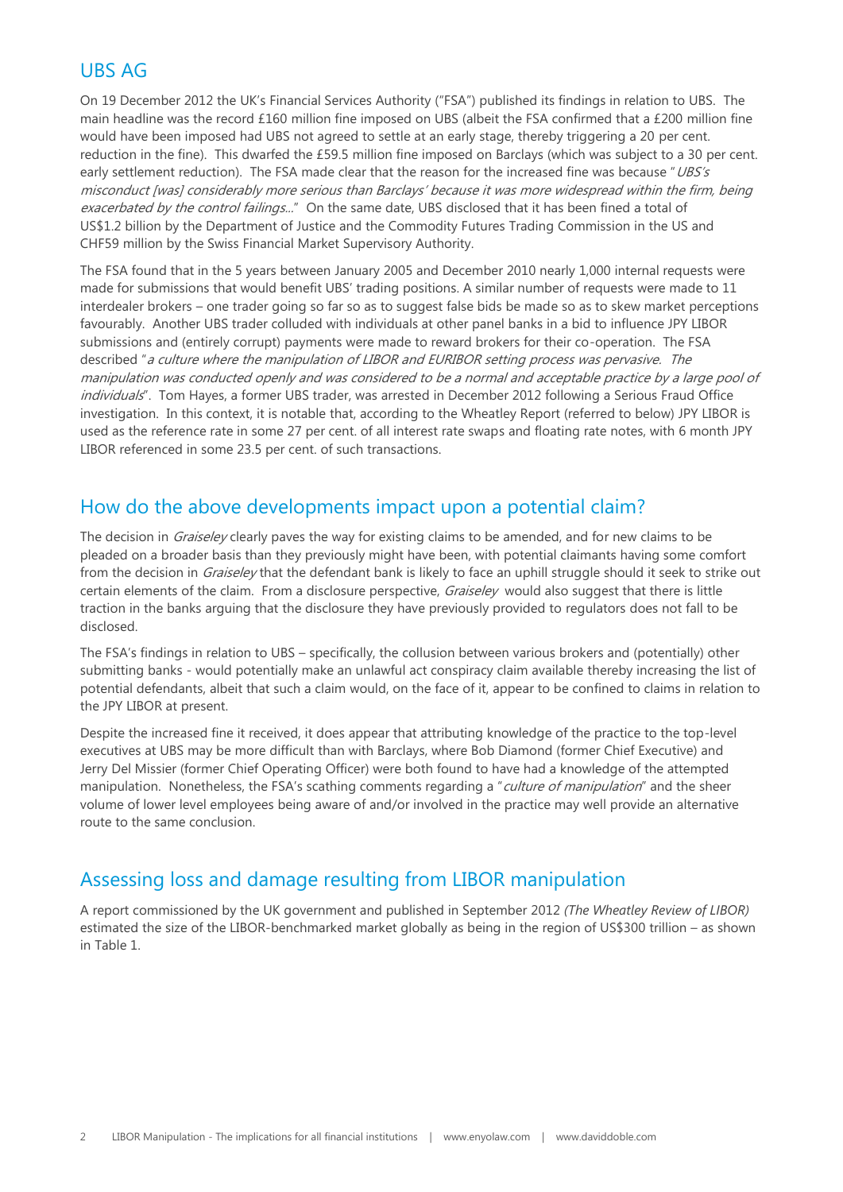## UBS AG

On 19 December 2012 the UK's Financial Services Authority ("FSA") published its findings in relation to UBS. The main headline was the record £160 million fine imposed on UBS (albeit the FSA confirmed that a £200 million fine would have been imposed had UBS not agreed to settle at an early stage, thereby triggering a 20 per cent. reduction in the fine). This dwarfed the £59.5 million fine imposed on Barclays (which was subject to a 30 per cent. early settlement reduction). The FSA made clear that the reason for the increased fine was because "*UBS's misconduct [was] considerably more serious than Barclays' because it was more widespread within the firm, being exacerbated by the control failings...*" On the same date, UBS disclosed that it has been fined a total of US$1.2 billion by the Department of Justice and the Commodity Futures Trading Commission in the US and CHF59 million by the Swiss Financial Market Supervisory Authority.

The FSA found that in the 5 years between January 2005 and December 2010 nearly 1,000 internal requests were made for submissions that would benefit UBS' trading positions. A similar number of requests were made to 11 interdealer brokers – one trader going so far so as to suggest false bids be made so as to skew market perceptions favourably. Another UBS trader colluded with individuals at other panel banks in a bid to influence JPY LIBOR submissions and (entirely corrupt) payments were made to reward brokers for their co-operation. The FSA described "*a culture where the manipulation of LIBOR and EURIBOR setting process was pervasive. The manipulation was conducted openly and was considered to be a normal and acceptable practice by a large pool of individuals*". Tom Hayes, a former UBS trader, was arrested in December 2012 following a Serious Fraud Office investigation. In this context, it is notable that, according to the Wheatley Report (referred to below) JPY LIBOR is used as the reference rate in some 27 per cent. of all interest rate swaps and floating rate notes, with 6 month JPY LIBOR referenced in some 23.5 per cent. of such transactions.

## How do the above developments impact upon a potential claim?

The decision in *Graiseley* clearly paves the way for existing claims to be amended, and for new claims to be pleaded on a broader basis than they previously might have been, with potential claimants having some comfort from the decision in *Graiseley* that the defendant bank is likely to face an uphill struggle should it seek to strike out certain elements of the claim. From a disclosure perspective, *Graiseley* would also suggest that there is little traction in the banks arguing that the disclosure they have previously provided to regulators does not fall to be disclosed.

The FSA's findings in relation to UBS – specifically, the collusion between various brokers and (potentially) other submitting banks - would potentially make an unlawful act conspiracy claim available thereby increasing the list of potential defendants, albeit that such a claim would, on the face of it, appear to be confined to claims in relation to the JPY LIBOR at present.

Despite the increased fine it received, it does appear that attributing knowledge of the practice to the top-level executives at UBS may be more difficult than with Barclays, where Bob Diamond (former Chief Executive) and Jerry Del Missier (former Chief Operating Officer) were both found to have had a knowledge of the attempted manipulation. Nonetheless, the FSA's scathing comments regarding a "*culture of manipulation*" and the sheer volume of lower level employees being aware of and/or involved in the practice may well provide an alternative route to the same conclusion.

## Assessing loss and damage resulting from LIBOR manipulation

A report commissioned by the UK government and published in September 2012 *(The Wheatley Review of LIBOR)* estimated the size of the LIBOR-benchmarked market globally as being in the region of US$300 trillion – as shown in Table 1.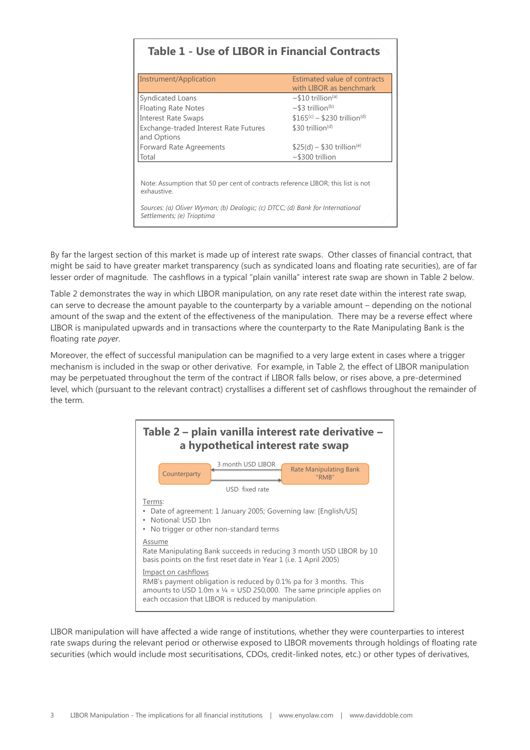### Table 1 - Use of LIBOR in Financial Contracts

| Instrument/Application | Estimated value of contracts with LIBOR as benchmark |
|---|---|
| Syndicated Loans | ~$10 trillion[a] |
| Floating Rate Notes | ~$3 trillion[b] |
| Interest Rate Swaps | $165[c] – $230 trillion[d] |
| Exchange-traded Interest Rate Futures and Options | $30 trillion[d] |
| Forward Rate Agreements | $25(d) – $30 trillion[e] |
| Total | ~$300 trillion |

Note: Assumption that 50 per cent of contracts reference LIBOR; this list is not exhaustive.

*Sources: (a) Oliver Wyman; (b) Dealogic; (c) DTCC; (d) Bank for International Settlements; (e) Trioptima*

By far the largest section of this market is made up of interest rate swaps. Other classes of financial contract, that might be said to have greater market transparency (such as syndicated loans and floating rate securities), are of far lesser order of magnitude. The cashflows in a typical "plain vanilla" interest rate swap are shown in Table 2 below.

Table 2 demonstrates the way in which LIBOR manipulation, on any rate reset date within the interest rate swap, can serve to decrease the amount payable to the counterparty by a variable amount – depending on the notional amount of the swap and the extent of the effectiveness of the manipulation. There may be a reverse effect where LIBOR is manipulated upwards and in transactions where the counterparty to the Rate Manipulating Bank is the floating rate *payer*.

Moreover, the effect of successful manipulation can be magnified to a very large extent in cases where a trigger mechanism is included in the swap or other derivative. For example, in Table 2, the effect of LIBOR manipulation may be perpetuated throughout the term of the contract if LIBOR falls below, or rises above, a pre-determined level, which (pursuant to the relevant contract) crystallises a different set of cashflows throughout the remainder of the term.

### Table 2 – plain vanilla interest rate derivative – a hypothetical interest rate swap

Counterparty ← 3 month USD LIBOR ← Rate Manipulating Bank "RMB"

Counterparty → USD fixed rate → Rate Manipulating Bank "RMB"

Terms:

- Date of agreement: 1 January 2005; Governing law: [English/US]
- Notional: USD 1bn
- No trigger or other non-standard terms

Assume

Rate Manipulating Bank succeeds in reducing 3 month USD LIBOR by 10 basis points on the first reset date in Year 1 (i.e. 1 April 2005)

Impact on cashflows

RMB's payment obligation is reduced by 0.1% pa for 3 months. This amounts to USD 1.0m x ¼ = USD 250,000. The same principle applies on each occasion that LIBOR is reduced by manipulation.

LIBOR manipulation will have affected a wide range of institutions, whether they were counterparties to interest rate swaps during the relevant period or otherwise exposed to LIBOR movements through holdings of floating rate securities (which would include most securitisations, CDOs, credit-linked notes, etc.) or other types of derivatives,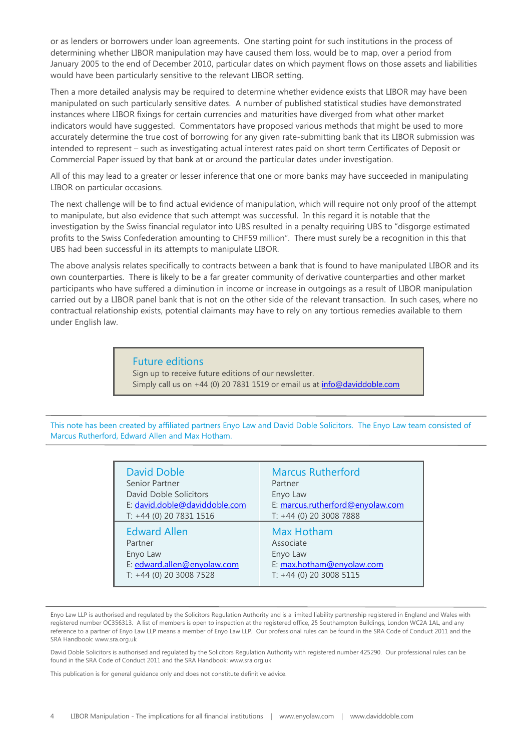or as lenders or borrowers under loan agreements. One starting point for such institutions in the process of determining whether LIBOR manipulation may have caused them loss, would be to map, over a period from January 2005 to the end of December 2010, particular dates on which payment flows on those assets and liabilities would have been particularly sensitive to the relevant LIBOR setting.

Then a more detailed analysis may be required to determine whether evidence exists that LIBOR may have been manipulated on such particularly sensitive dates. A number of published statistical studies have demonstrated instances where LIBOR fixings for certain currencies and maturities have diverged from what other market indicators would have suggested. Commentators have proposed various methods that might be used to more accurately determine the true cost of borrowing for any given rate-submitting bank that its LIBOR submission was intended to represent – such as investigating actual interest rates paid on short term Certificates of Deposit or Commercial Paper issued by that bank at or around the particular dates under investigation.

All of this may lead to a greater or lesser inference that one or more banks may have succeeded in manipulating LIBOR on particular occasions.

The next challenge will be to find actual evidence of manipulation, which will require not only proof of the attempt to manipulate, but also evidence that such attempt was successful. In this regard it is notable that the investigation by the Swiss financial regulator into UBS resulted in a penalty requiring UBS to "disgorge estimated profits to the Swiss Confederation amounting to CHF59 million". There must surely be a recognition in this that UBS had been successful in its attempts to manipulate LIBOR.

The above analysis relates specifically to contracts between a bank that is found to have manipulated LIBOR and its own counterparties. There is likely to be a far greater community of derivative counterparties and other market participants who have suffered a diminution in income or increase in outgoings as a result of LIBOR manipulation carried out by a LIBOR panel bank that is not on the other side of the relevant transaction. In such cases, where no contractual relationship exists, potential claimants may have to rely on any tortious remedies available to them under English law.

### Future editions

Sign up to receive future editions of our newsletter.
Simply call us on +44 (0) 20 7831 1519 or email us at info@daviddoble.com

This note has been created by affiliated partners Enyo Law and David Doble Solicitors. The Enyo Law team consisted of Marcus Rutherford, Edward Allen and Max Hotham.

| | |
|---|---|
| **David Doble**<br>Senior Partner<br>David Doble Solicitors<br>E: david.doble@daviddoble.com<br>T: +44 (0) 20 7831 1516 | **Marcus Rutherford**<br>Partner<br>Enyo Law<br>E: marcus.rutherford@enyolaw.com<br>T: +44 (0) 20 3008 7888 |
| **Edward Allen**<br>Partner<br>Enyo Law<br>E: edward.allen@enyolaw.com<br>T: +44 (0) 20 3008 7528 | **Max Hotham**<br>Associate<br>Enyo Law<br>E: max.hotham@enyolaw.com<br>T: +44 (0) 20 3008 5115 |

Enyo Law LLP is authorised and regulated by the Solicitors Regulation Authority and is a limited liability partnership registered in England and Wales with registered number OC356313. A list of members is open to inspection at the registered office, 25 Southampton Buildings, London WC2A 1AL, and any reference to a partner of Enyo Law LLP means a member of Enyo Law LLP. Our professional rules can be found in the SRA Code of Conduct 2011 and the SRA Handbook: www.sra.org.uk

David Doble Solicitors is authorised and regulated by the Solicitors Regulation Authority with registered number 425290. Our professional rules can be found in the SRA Code of Conduct 2011 and the SRA Handbook: www.sra.org.uk

This publication is for general guidance only and does not constitute definitive advice.